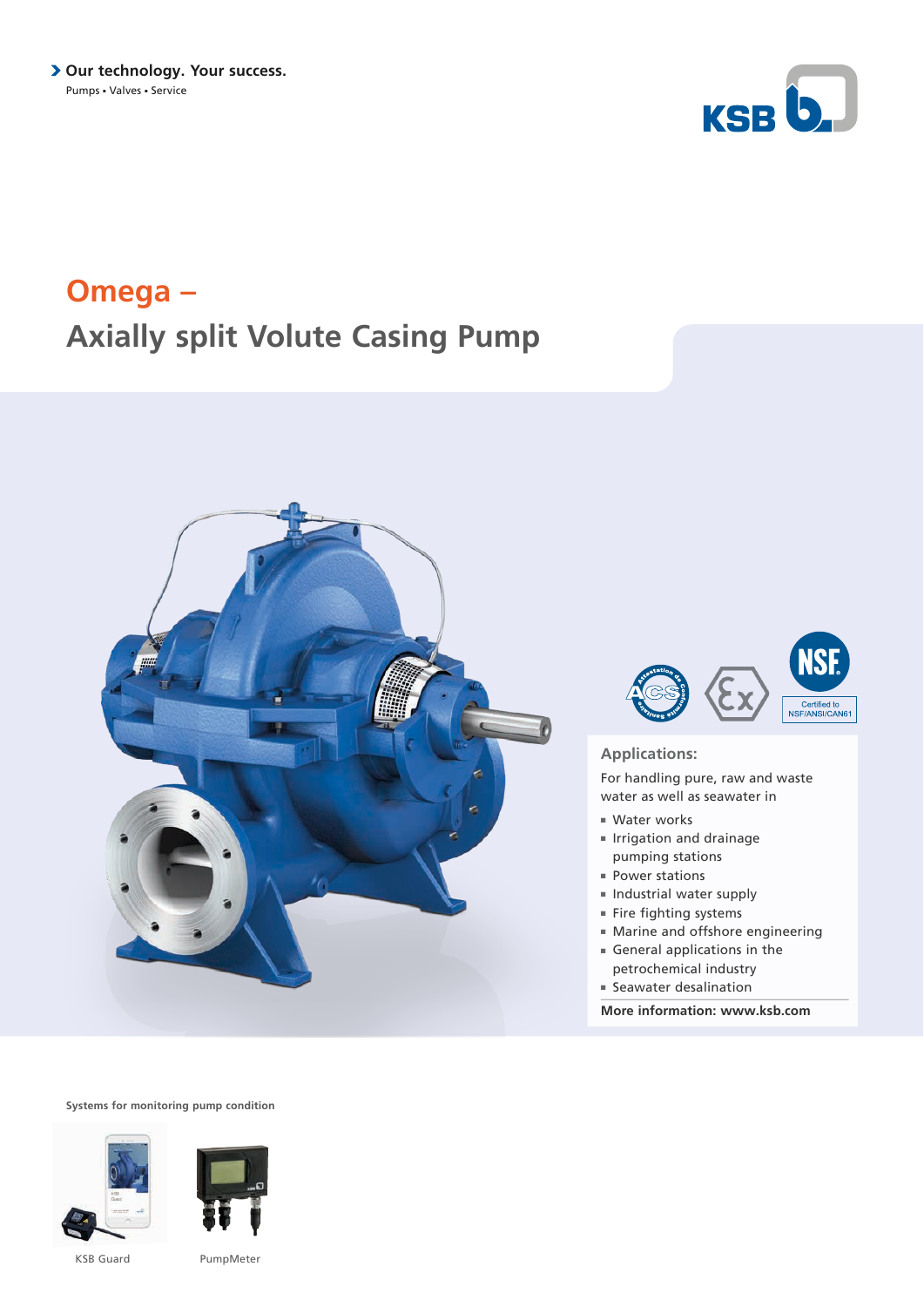> Our technology. Your success.

Pumps • Valves • Service

KSB

# Omega –

# Axially split Volute Casing Pump

Certified to NSF/ANSI/CAN61

## Applications:

For handling pure, raw and waste water as well as seawater in

- Water works
- Irrigation and drainage pumping stations
- Power stations
- Industrial water supply
- Fire fighting systems
- Marine and offshore engineering
- General applications in the petrochemical industry
- Seawater desalination

**More information: www.ksb.com**

**Systems for monitoring pump condition**

KSB Guard

PumpMeter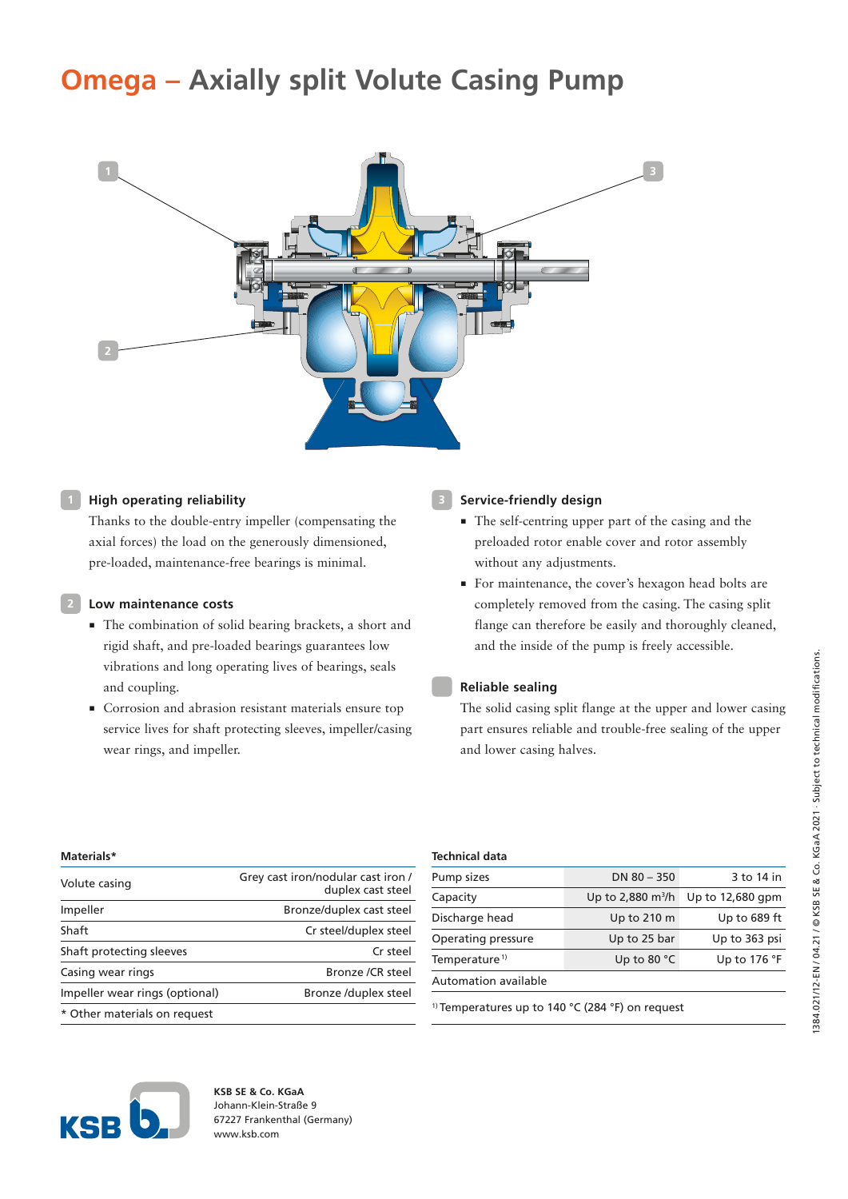# Omega – Axially split Volute Casing Pump

1
3
2

1 **High operating reliability**

Thanks to the double-entry impeller (compensating the axial forces) the load on the generously dimensioned, pre-loaded, maintenance-free bearings is minimal.

2 **Low maintenance costs**

- The combination of solid bearing brackets, a short and rigid shaft, and pre-loaded bearings guarantees low vibrations and long operating lives of bearings, seals and coupling.
- Corrosion and abrasion resistant materials ensure top service lives for shaft protecting sleeves, impeller/casing wear rings, and impeller.

3 **Service-friendly design**

- The self-centring upper part of the casing and the preloaded rotor enable cover and rotor assembly without any adjustments.
- For maintenance, the cover's hexagon head bolts are completely removed from the casing. The casing split flange can therefore be easily and thoroughly cleaned, and the inside of the pump is freely accessible.

**Reliable sealing**

The solid casing split flange at the upper and lower casing part ensures reliable and trouble-free sealing of the upper and lower casing halves.

**Materials***

| | |
|---|---|
| Volute casing | Grey cast iron/nodular cast iron / duplex cast steel |
| Impeller | Bronze/duplex cast steel |
| Shaft | Cr steel/duplex steel |
| Shaft protecting sleeves | Cr steel |
| Casing wear rings | Bronze /CR steel |
| Impeller wear rings (optional) | Bronze /duplex steel |

\* Other materials on request

**Technical data**

| | | |
|---|---|---|
| Pump sizes | DN 80 – 350 | 3 to 14 in |
| Capacity | Up to 2,880 $m^3/h$ | Up to 12,680 gpm |
| Discharge head | Up to 210 m | Up to 689 ft |
| Operating pressure | Up to 25 bar | Up to 363 psi |
| Temperature [1] | Up to 80 °C | Up to 176 °F |
| Automation available | | |

[1] Temperatures up to 140 °C (284 °F) on request

**KSB SE & Co. KGaA**
Johann-Klein-Straße 9
67227 Frankenthal (Germany)
www.ksb.com

1384.021/12-EN / 04.21 / © KSB SE & Co. KGaA 2021 · Subject to technical modifications.